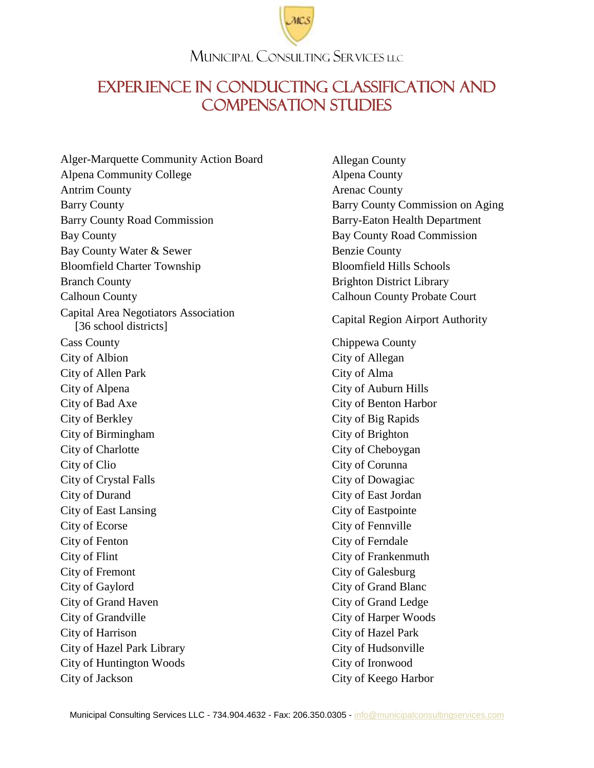Municipal Consulting Services LLC

# EXPERIENCE IN CONDUCTING CLASSIFICATION AND COMPENSATION STUDIES

Alger-Marquette Community Action Board
Alpena Community College
Antrim County
Barry County
Barry County Road Commission
Bay County
Bay County Water & Sewer
Bloomfield Charter Township
Branch County
Calhoun County
Capital Area Negotiators Association [36 school districts]
Cass County
City of Albion
City of Allen Park
City of Alpena
City of Bad Axe
City of Berkley
City of Birmingham
City of Charlotte
City of Clio
City of Crystal Falls
City of Durand
City of East Lansing
City of Ecorse
City of Fenton
City of Flint
City of Fremont
City of Gaylord
City of Grand Haven
City of Grandville
City of Harrison
City of Hazel Park Library
City of Huntington Woods
City of Jackson

Allegan County
Alpena County
Arenac County
Barry County Commission on Aging
Barry-Eaton Health Department
Bay County Road Commission
Benzie County
Bloomfield Hills Schools
Brighton District Library
Calhoun County Probate Court
Capital Region Airport Authority
Chippewa County
City of Allegan
City of Alma
City of Auburn Hills
City of Benton Harbor
City of Big Rapids
City of Brighton
City of Cheboygan
City of Corunna
City of Dowagiac
City of East Jordan
City of Eastpointe
City of Fennville
City of Ferndale
City of Frankenmuth
City of Galesburg
City of Grand Blanc
City of Grand Ledge
City of Harper Woods
City of Hazel Park
City of Hudsonville
City of Ironwood
City of Keego Harbor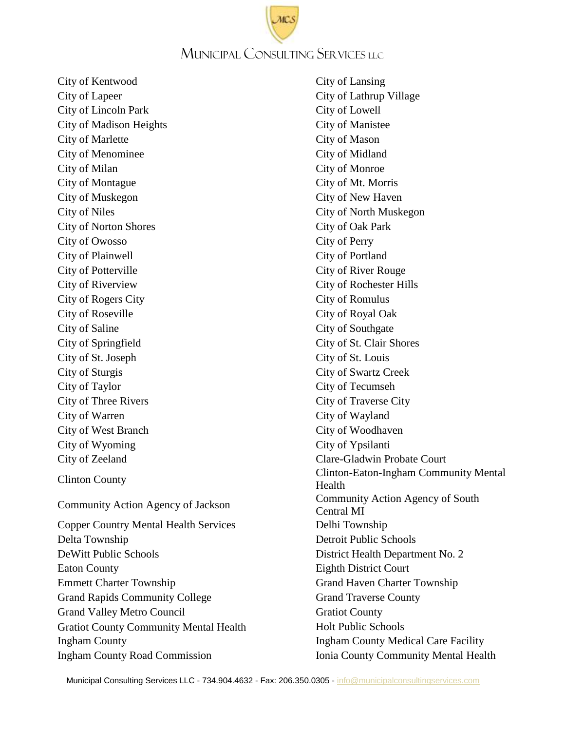City of Kentwood
City of Lansing
City of Lapeer
City of Lathrup Village
City of Lincoln Park
City of Lowell
City of Madison Heights
City of Manistee
City of Marlette
City of Mason
City of Menominee
City of Midland
City of Milan
City of Monroe
City of Montague
City of Mt. Morris
City of Muskegon
City of New Haven
City of Niles
City of North Muskegon
City of Norton Shores
City of Oak Park
City of Owosso
City of Perry
City of Plainwell
City of Portland
City of Potterville
City of River Rouge
City of Riverview
City of Rochester Hills
City of Rogers City
City of Romulus
City of Roseville
City of Royal Oak
City of Saline
City of Southgate
City of Springfield
City of St. Clair Shores
City of St. Joseph
City of St. Louis
City of Sturgis
City of Swartz Creek
City of Taylor
City of Tecumseh
City of Three Rivers
City of Traverse City
City of Warren
City of Wayland
City of West Branch
City of Woodhaven
City of Wyoming
City of Ypsilanti
City of Zeeland
Clare-Gladwin Probate Court
Clinton County
Clinton-Eaton-Ingham Community Mental Health
Community Action Agency of Jackson
Community Action Agency of South Central MI
Copper Country Mental Health Services
Delhi Township
Delta Township
Detroit Public Schools
DeWitt Public Schools
District Health Department No. 2
Eaton County
Eighth District Court
Emmett Charter Township
Grand Haven Charter Township
Grand Rapids Community College
Grand Traverse County
Grand Valley Metro Council
Gratiot County
Gratiot County Community Mental Health
Holt Public Schools
Ingham County
Ingham County Medical Care Facility
Ingham County Road Commission
Ionia County Community Mental Health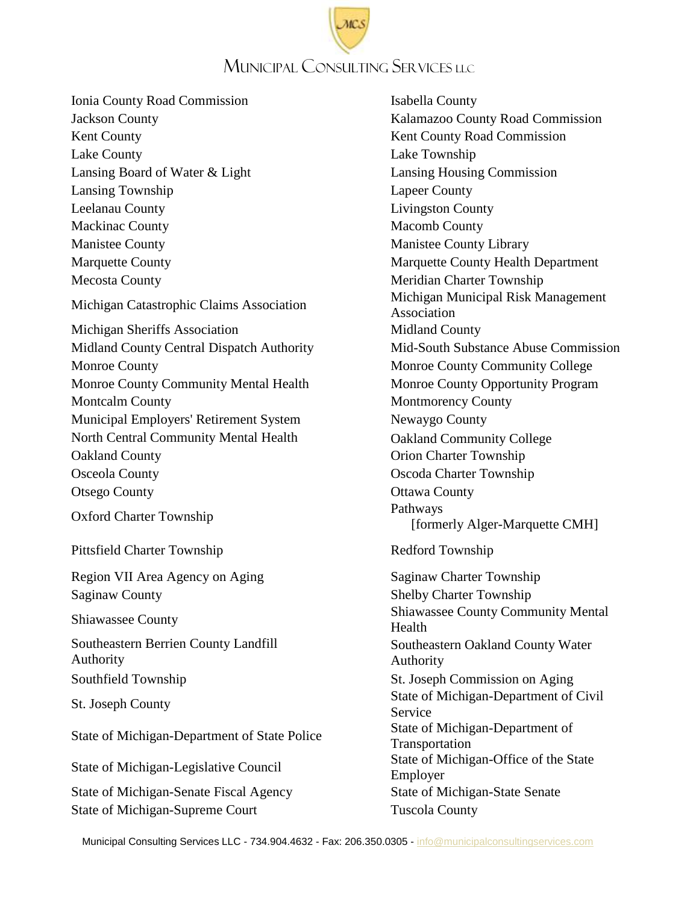- Ionia County Road Commission
- Isabella County
- Jackson County
- Kalamazoo County Road Commission
- Kent County
- Kent County Road Commission
- Lake County
- Lake Township
- Lansing Board of Water & Light
- Lansing Housing Commission
- Lansing Township
- Lapeer County
- Leelanau County
- Livingston County
- Mackinac County
- Macomb County
- Manistee County
- Manistee County Library
- Marquette County
- Marquette County Health Department
- Mecosta County
- Meridian Charter Township
- Michigan Catastrophic Claims Association
- Michigan Municipal Risk Management Association
- Michigan Sheriffs Association
- Midland County
- Midland County Central Dispatch Authority
- Mid-South Substance Abuse Commission
- Monroe County
- Monroe County Community College
- Monroe County Community Mental Health
- Monroe County Opportunity Program
- Montcalm County
- Montmorency County
- Municipal Employers' Retirement System
- Newaygo County
- North Central Community Mental Health
- Oakland Community College
- Oakland County
- Orion Charter Township
- Osceola County
- Oscoda Charter Township
- Otsego County
- Ottawa County
- Oxford Charter Township
- Pathways [formerly Alger-Marquette CMH]
- Pittsfield Charter Township
- Redford Township
- Region VII Area Agency on Aging
- Saginaw Charter Township
- Saginaw County
- Shelby Charter Township
- Shiawassee County
- Shiawassee County Community Mental Health
- Southeastern Berrien County Landfill Authority
- Southeastern Oakland County Water Authority
- Southfield Township
- St. Joseph Commission on Aging
- St. Joseph County
- State of Michigan-Department of Civil Service
- State of Michigan-Department of State Police
- State of Michigan-Department of Transportation
- State of Michigan-Legislative Council
- State of Michigan-Office of the State Employer
- State of Michigan-Senate Fiscal Agency
- State of Michigan-State Senate
- State of Michigan-Supreme Court
- Tuscola County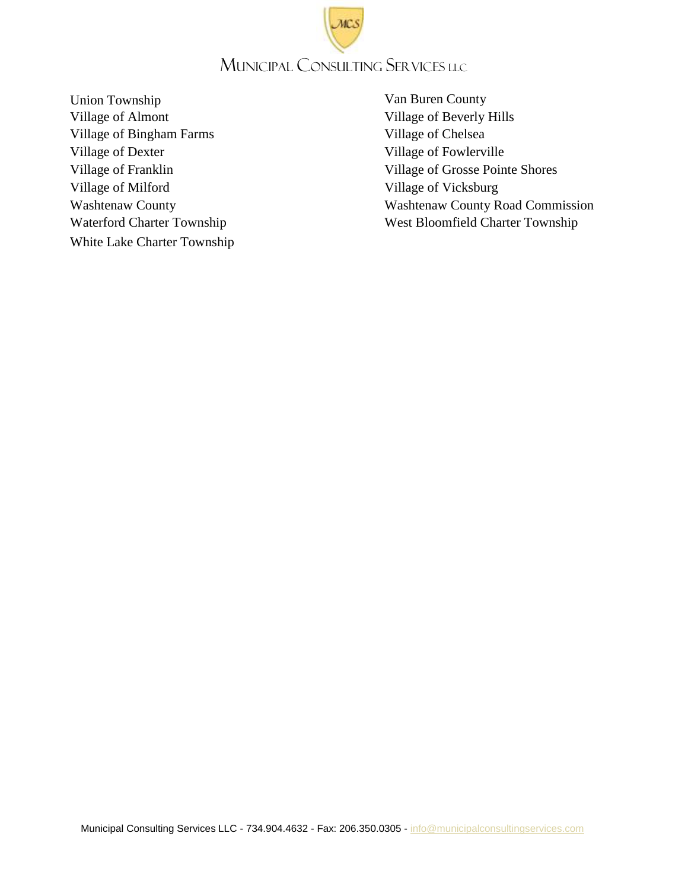Union Township
Village of Almont
Village of Bingham Farms
Village of Dexter
Village of Franklin
Village of Milford
Washtenaw County
Waterford Charter Township
White Lake Charter Township

Van Buren County
Village of Beverly Hills
Village of Chelsea
Village of Fowlerville
Village of Grosse Pointe Shores
Village of Vicksburg
Washtenaw County Road Commission
West Bloomfield Charter Township